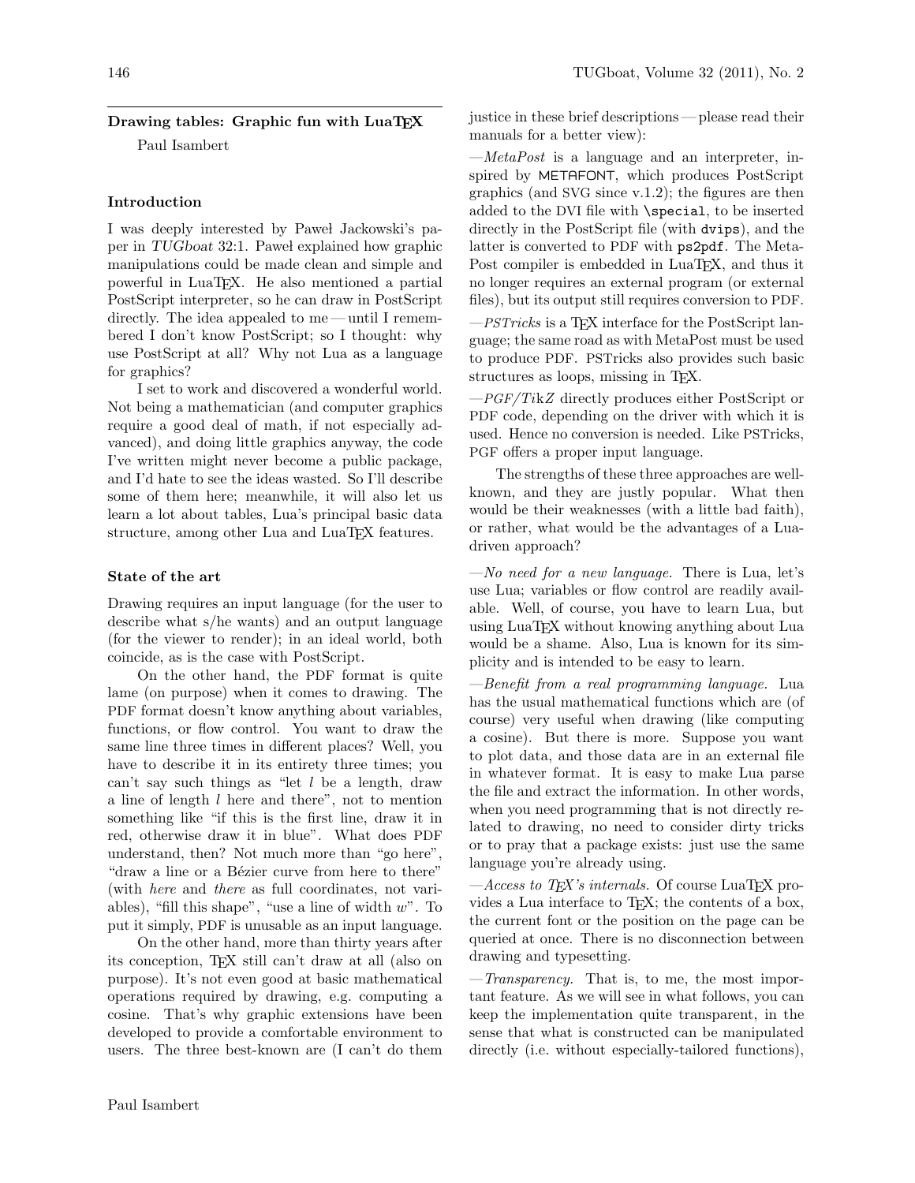## Drawing tables: Graphic fun with LuaTeX

Paul Isambert

### Introduction

I was deeply interested by Paweł Jackowski's paper in *TUGboat* 32:1. Paweł explained how graphic manipulations could be made clean and simple and powerful in LuaTeX. He also mentioned a partial PostScript interpreter, so he can draw in PostScript directly. The idea appealed to me — until I remembered I don't know PostScript; so I thought: why use PostScript at all? Why not Lua as a language for graphics?

I set to work and discovered a wonderful world. Not being a mathematician (and computer graphics require a good deal of math, if not especially advanced), and doing little graphics anyway, the code I've written might never become a public package, and I'd hate to see the ideas wasted. So I'll describe some of them here; meanwhile, it will also let us learn a lot about tables, Lua's principal basic data structure, among other Lua and LuaTeX features.

### State of the art

Drawing requires an input language (for the user to describe what s/he wants) and an output language (for the viewer to render); in an ideal world, both coincide, as is the case with PostScript.

On the other hand, the PDF format is quite lame (on purpose) when it comes to drawing. The PDF format doesn't know anything about variables, functions, or flow control. You want to draw the same line three times in different places? Well, you have to describe it in its entirety three times; you can't say such things as "let $l$ be a length, draw a line of length $l$ here and there", not to mention something like "if this is the first line, draw it in red, otherwise draw it in blue". What does PDF understand, then? Not much more than "go here", "draw a line or a Bézier curve from here to there" (with *here* and *there* as full coordinates, not variables), "fill this shape", "use a line of width $w$". To put it simply, PDF is unusable as an input language.

On the other hand, more than thirty years after its conception, TeX still can't draw at all (also on purpose). It's not even good at basic mathematical operations required by drawing, e.g. computing a cosine. That's why graphic extensions have been developed to provide a comfortable environment to users. The three best-known are (I can't do them justice in these brief descriptions — please read their manuals for a better view):

—*MetaPost* is a language and an interpreter, inspired by METAFONT, which produces PostScript graphics (and SVG since v.1.2); the figures are then added to the DVI file with `\special`, to be inserted directly in the PostScript file (with `dvips`), and the latter is converted to PDF with `ps2pdf`. The MetaPost compiler is embedded in LuaTeX, and thus it no longer requires an external program (or external files), but its output still requires conversion to PDF.

—*PSTricks* is a TeX interface for the PostScript language; the same road as with MetaPost must be used to produce PDF. PSTricks also provides such basic structures as loops, missing in TeX.

—*PGF/TikZ* directly produces either PostScript or PDF code, depending on the driver with which it is used. Hence no conversion is needed. Like PSTricks, PGF offers a proper input language.

The strengths of these three approaches are well-known, and they are justly popular. What then would be their weaknesses (with a little bad faith), or rather, what would be the advantages of a Lua-driven approach?

—*No need for a new language.* There is Lua, let's use Lua; variables or flow control are readily available. Well, of course, you have to learn Lua, but using LuaTeX without knowing anything about Lua would be a shame. Also, Lua is known for its simplicity and is intended to be easy to learn.

—*Benefit from a real programming language.* Lua has the usual mathematical functions which are (of course) very useful when drawing (like computing a cosine). But there is more. Suppose you want to plot data, and those data are in an external file in whatever format. It is easy to make Lua parse the file and extract the information. In other words, when you need programming that is not directly related to drawing, no need to consider dirty tricks or to pray that a package exists: just use the same language you're already using.

—*Access to TeX's internals.* Of course LuaTeX provides a Lua interface to TeX; the contents of a box, the current font or the position on the page can be queried at once. There is no disconnection between drawing and typesetting.

—*Transparency.* That is, to me, the most important feature. As we will see in what follows, you can keep the implementation quite transparent, in the sense that what is constructed can be manipulated directly (i.e. without especially-tailored functions),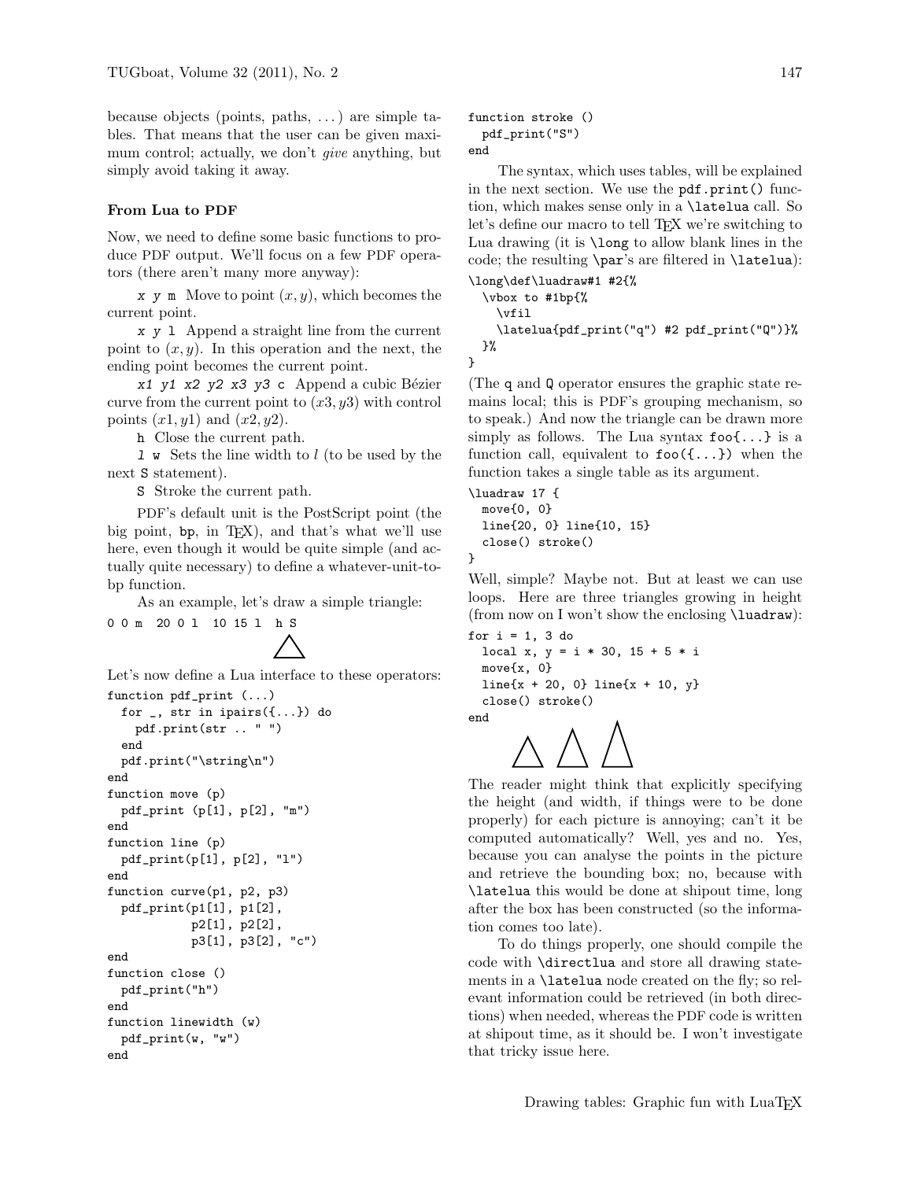because objects (points, paths, ...) are simple tables. That means that the user can be given maximum control; actually, we don't *give* anything, but simply avoid taking it away.

### From Lua to PDF

Now, we need to define some basic functions to produce PDF output. We'll focus on a few PDF operators (there aren't many more anyway):

`x y m` Move to point $(x, y)$, which becomes the current point.

`x y l` Append a straight line from the current point to $(x, y)$. In this operation and the next, the ending point becomes the current point.

`x1 y1 x2 y2 x3 y3 c` Append a cubic Bézier curve from the current point to $(x3, y3)$ with control points $(x1, y1)$ and $(x2, y2)$.

`h` Close the current path.

`l w` Sets the line width to $l$ (to be used by the next `S` statement).

`S` Stroke the current path.

PDF's default unit is the PostScript point (the big point, `bp`, in TeX), and that's what we'll use here, even though it would be quite simple (and actually quite necessary) to define a whatever-unit-to-bp function.

As an example, let's draw a simple triangle:

```
0 0 m  20 0 l  10 15 l  h S
```

Let's now define a Lua interface to these operators:

```
function pdf_print (...)
  for _, str in ipairs({...}) do
    pdf.print(str .. " ")
  end
  pdf.print("\string\n")
end
function move (p)
  pdf_print (p[1], p[2], "m")
end
function line (p)
  pdf_print(p[1], p[2], "l")
end
function curve(p1, p2, p3)
  pdf_print(p1[1], p1[2],
            p2[1], p2[2],
            p3[1], p3[2], "c")
end
function close ()
  pdf_print("h")
end
function linewidth (w)
  pdf_print(w, "w")
end
function stroke ()
  pdf_print("S")
end
```

The syntax, which uses tables, will be explained in the next section. We use the `pdf.print()` function, which makes sense only in a `\latelua` call. So let's define our macro to tell TeX we're switching to Lua drawing (it is `\long` to allow blank lines in the code; the resulting `\par`'s are filtered in `\latelua`):

```
\long\def\luadraw#1 #2{%
  \vbox to #1bp{%
    \vfil
    \latelua{pdf_print("q") #2 pdf_print("Q")}%
  }%
}
```

(The `q` and `Q` operator ensures the graphic state remains local; this is PDF's grouping mechanism, so to speak.) And now the triangle can be drawn more simply as follows. The Lua syntax `foo{...}` is a function call, equivalent to `foo({...})` when the function takes a single table as its argument.

```
\luadraw 17 {
  move{0, 0}
  line{20, 0} line{10, 15}
  close() stroke()
}
```

Well, simple? Maybe not. But at least we can use loops. Here are three triangles growing in height (from now on I won't show the enclosing `\luadraw`):

```
for i = 1, 3 do
  local x, y = i * 30, 15 + 5 * i
  move{x, 0}
  line{x + 20, 0} line{x + 10, y}
  close() stroke()
end
```

The reader might think that explicitly specifying the height (and width, if things were to be done properly) for each picture is annoying; can't it be computed automatically? Well, yes and no. Yes, because you can analyse the points in the picture and retrieve the bounding box; no, because with `\latelua` this would be done at shipout time, long after the box has been constructed (so the information comes too late).

To do things properly, one should compile the code with `\directlua` and store all drawing statements in a `\latelua` node created on the fly; so relevant information could be retrieved (in both directions) when needed, whereas the PDF code is written at shipout time, as it should be. I won't investigate that tricky issue here.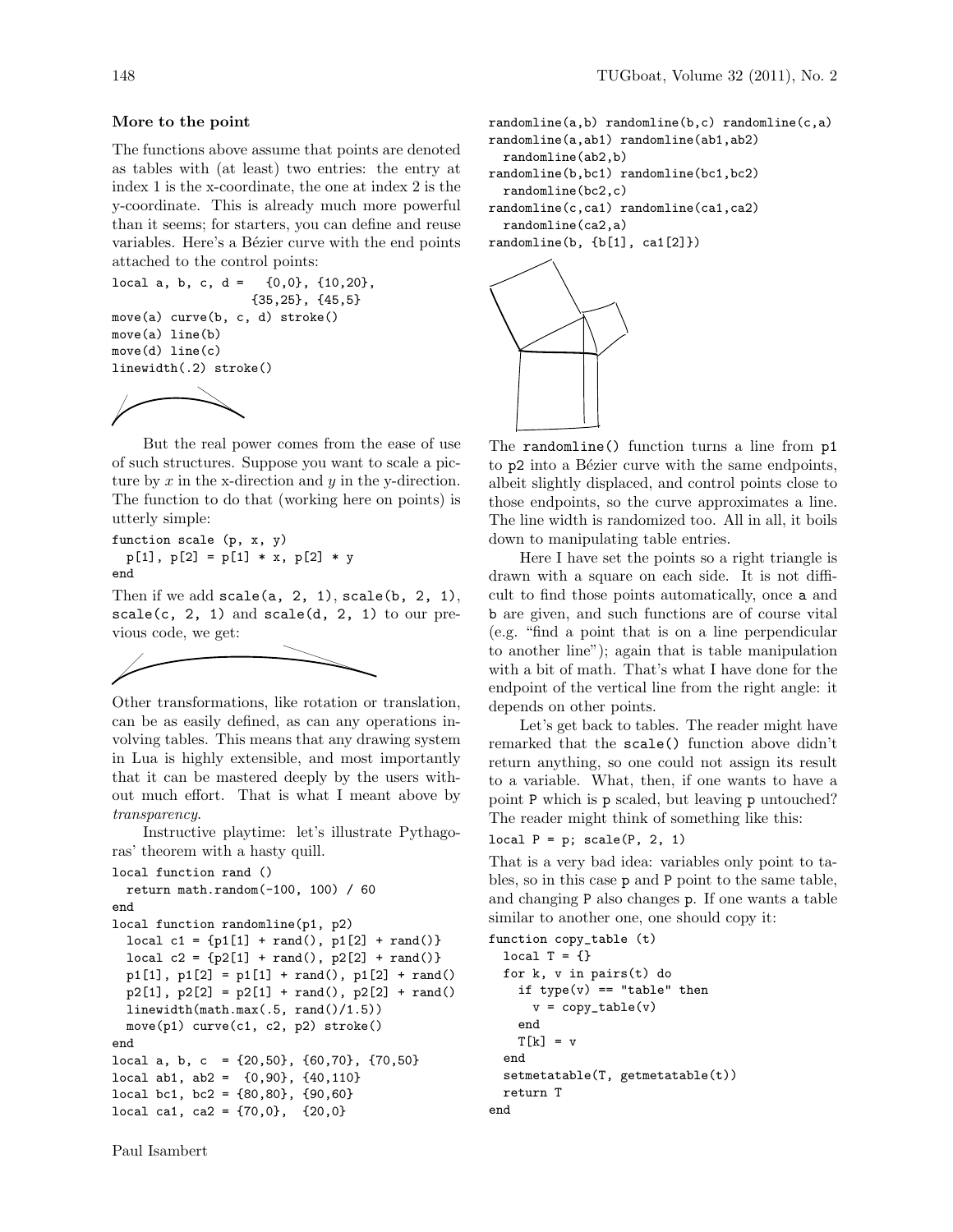### More to the point

The functions above assume that points are denoted as tables with (at least) two entries: the entry at index 1 is the x-coordinate, the one at index 2 is the y-coordinate. This is already much more powerful than it seems; for starters, you can define and reuse variables. Here's a Bézier curve with the end points attached to the control points:

```
local a, b, c, d =   {0,0}, {10,20},
                  {35,25}, {45,5}
move(a) curve(b, c, d) stroke()
move(a) line(b)
move(d) line(c)
linewidth(.2) stroke()
```

But the real power comes from the ease of use of such structures. Suppose you want to scale a picture by $x$ in the x-direction and $y$ in the y-direction. The function to do that (working here on points) is utterly simple:

```
function scale (p, x, y)
  p[1], p[2] = p[1] * x, p[2] * y
end
```

Then if we add `scale(a, 2, 1)`, `scale(b, 2, 1)`, `scale(c, 2, 1)` and `scale(d, 2, 1)` to our previous code, we get:

Other transformations, like rotation or translation, can be as easily defined, as can any operations involving tables. This means that any drawing system in Lua is highly extensible, and most importantly that it can be mastered deeply by the users without much effort. That is what I meant above by *transparency*.

Instructive playtime: let's illustrate Pythagoras' theorem with a hasty quill.

```
local function rand ()
  return math.random(-100, 100) / 60
end
local function randomline(p1, p2)
  local c1 = {p1[1] + rand(), p1[2] + rand()}
  local c2 = {p2[1] + rand(), p2[2] + rand()}
  p1[1], p1[2] = p1[1] + rand(), p1[2] + rand()
  p2[1], p2[2] = p2[1] + rand(), p2[2] + rand()
  linewidth(math.max(.5, rand()/1.5))
  move(p1) curve(c1, c2, p2) stroke()
end
local a, b, c  = {20,50}, {60,70}, {70,50}
local ab1, ab2 =  {0,90}, {40,110}
local bc1, bc2 = {80,80}, {90,60}
local ca1, ca2 = {70,0},  {20,0}
randomline(a,b) randomline(b,c) randomline(c,a)
randomline(a,ab1) randomline(ab1,ab2)
  randomline(ab2,b)
randomline(b,bc1) randomline(bc1,bc2)
  randomline(bc2,c)
randomline(c,ca1) randomline(ca1,ca2)
  randomline(ca2,a)
randomline(b, {b[1], ca1[2]})
```

The `randomline()` function turns a line from `p1` to `p2` into a Bézier curve with the same endpoints, albeit slightly displaced, and control points close to those endpoints, so the curve approximates a line. The line width is randomized too. All in all, it boils down to manipulating table entries.

Here I have set the points so a right triangle is drawn with a square on each side. It is not difficult to find those points automatically, once `a` and `b` are given, and such functions are of course vital (e.g. "find a point that is on a line perpendicular to another line"); again that is table manipulation with a bit of math. That's what I have done for the endpoint of the vertical line from the right angle: it depends on other points.

Let's get back to tables. The reader might have remarked that the `scale()` function above didn't return anything, so one could not assign its result to a variable. What, then, if one wants to have a point `P` which is `p` scaled, but leaving `p` untouched? The reader might think of something like this:

```
local P = p; scale(P, 2, 1)
```

That is a very bad idea: variables only point to tables, so in this case `p` and `P` point to the same table, and changing `P` also changes `p`. If one wants a table similar to another one, one should copy it:

```
function copy_table (t)
  local T = {}
  for k, v in pairs(t) do
    if type(v) == "table" then
      v = copy_table(v)
    end
    T[k] = v
  end
  setmetatable(T, getmetatable(t))
  return T
end
```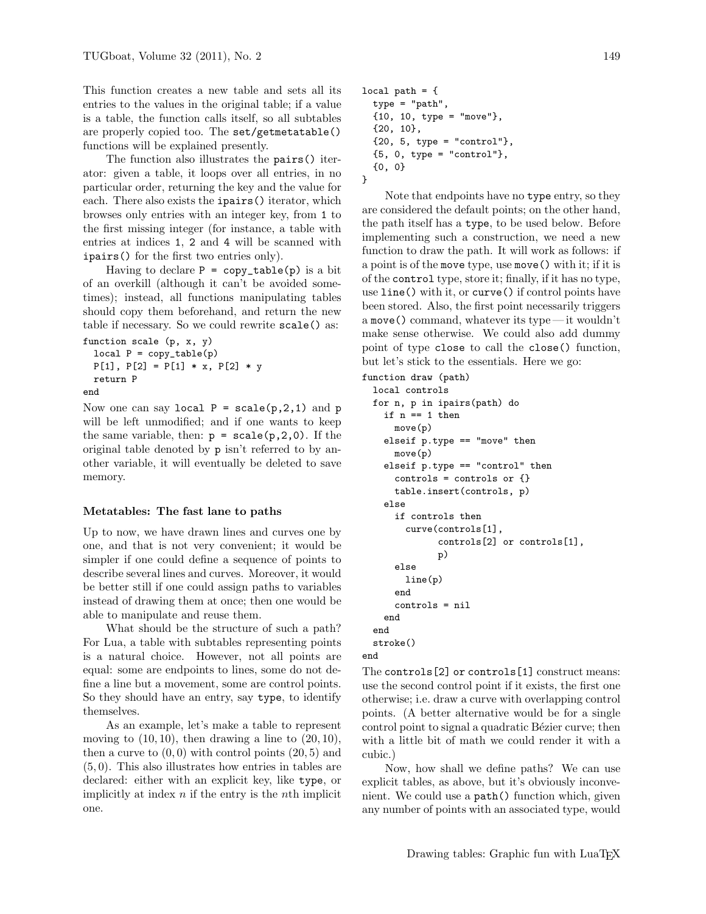This function creates a new table and sets all its entries to the values in the original table; if a value is a table, the function calls itself, so all subtables are properly copied too. The `set/getmetatable()` functions will be explained presently.

The function also illustrates the `pairs()` iterator: given a table, it loops over all entries, in no particular order, returning the key and the value for each. There also exists the `ipairs()` iterator, which browses only entries with an integer key, from `1` to the first missing integer (for instance, a table with entries at indices `1`, `2` and `4` will be scanned with `ipairs()` for the first two entries only).

Having to declare `P = copy_table(p)` is a bit of an overkill (although it can't be avoided sometimes); instead, all functions manipulating tables should copy them beforehand, and return the new table if necessary. So we could rewrite `scale()` as:

```
function scale (p, x, y)
  local P = copy_table(p)
  P[1], P[2] = P[1] * x, P[2] * y
  return P
end
```

Now one can say `local P = scale(p,2,1)` and `p` will be left unmodified; and if one wants to keep the same variable, then: `p = scale(p,2,0)`. If the original table denoted by `p` isn't referred to by another variable, it will eventually be deleted to save memory.

### Metatables: The fast lane to paths

Up to now, we have drawn lines and curves one by one, and that is not very convenient; it would be simpler if one could define a sequence of points to describe several lines and curves. Moreover, it would be better still if one could assign paths to variables instead of drawing them at once; then one would be able to manipulate and reuse them.

What should be the structure of such a path? For Lua, a table with subtables representing points is a natural choice. However, not all points are equal: some are endpoints to lines, some do not define a line but a movement, some are control points. So they should have an entry, say `type`, to identify themselves.

As an example, let's make a table to represent moving to $(10, 10)$, then drawing a line to $(20, 10)$, then a curve to $(0, 0)$ with control points $(20, 5)$ and $(5, 0)$. This also illustrates how entries in tables are declared: either with an explicit key, like `type`, or implicitly at index $n$ if the entry is the $n$th implicit one.

```
local path = {
  type = "path",
  {10, 10, type = "move"},
  {20, 10},
  {20, 5, type = "control"},
  {5, 0, type = "control"},
  {0, 0}
}
```

Note that endpoints have no `type` entry, so they are considered the default points; on the other hand, the path itself has a `type`, to be used below. Before implementing such a construction, we need a new function to draw the path. It will work as follows: if a point is of the `move` type, use `move()` with it; if it is of the `control` type, store it; finally, if it has no type, use `line()` with it, or `curve()` if control points have been stored. Also, the first point necessarily triggers a `move()` command, whatever its type — it wouldn't make sense otherwise. We could also add dummy point of type `close` to call the `close()` function, but let's stick to the essentials. Here we go:

```
function draw (path)
  local controls
  for n, p in ipairs(path) do
    if n == 1 then
      move(p)
    elseif p.type == "move" then
      move(p)
    elseif p.type == "control" then
      controls = controls or {}
      table.insert(controls, p)
    else
      if controls then
        curve(controls[1],
              controls[2] or controls[1],
              p)
      else
        line(p)
      end
      controls = nil
    end
  end
  stroke()
end
```

The `controls[2] or controls[1]` construct means: use the second control point if it exists, the first one otherwise; i.e. draw a curve with overlapping control points. (A better alternative would be for a single control point to signal a quadratic Bézier curve; then with a little bit of math we could render it with a cubic.)

Now, how shall we define paths? We can use explicit tables, as above, but it's obviously inconvenient. We could use a `path()` function which, given any number of points with an associated type, would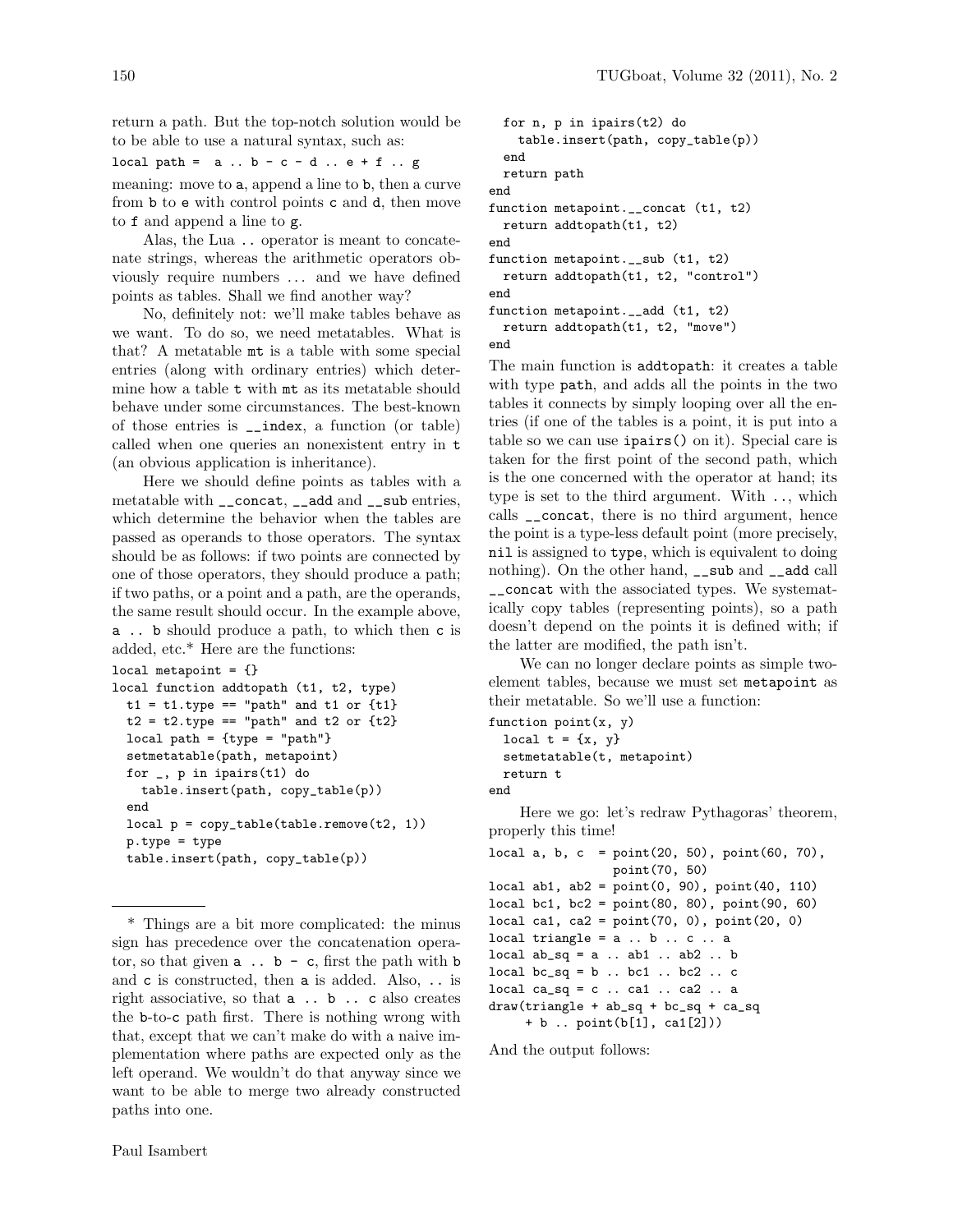return a path. But the top-notch solution would be to be able to use a natural syntax, such as:

```
local path =  a .. b - c - d .. e + f .. g
```

meaning: move to `a`, append a line to `b`, then a curve from `b` to `e` with control points `c` and `d`, then move to `f` and append a line to `g`.

Alas, the Lua `..` operator is meant to concatenate strings, whereas the arithmetic operators obviously require numbers … and we have defined points as tables. Shall we find another way?

No, definitely not: we'll make tables behave as we want. To do so, we need metatables. What is that? A metatable `mt` is a table with some special entries (along with ordinary entries) which determine how a table `t` with `mt` as its metatable should behave under some circumstances. The best-known of those entries is `__index`, a function (or table) called when one queries an nonexistent entry in `t` (an obvious application is inheritance).

Here we should define points as tables with a metatable with `__concat`, `__add` and `__sub` entries, which determine the behavior when the tables are passed as operands to those operators. The syntax should be as follows: if two points are connected by one of those operators, they should produce a path; if two paths, or a point and a path, are the operands, the same result should occur. In the example above, `a .. b` should produce a path, to which then `c` is added, etc.* Here are the functions:

```
local metapoint = {}
local function addtopath (t1, t2, type)
  t1 = t1.type == "path" and t1 or {t1}
  t2 = t2.type == "path" and t2 or {t2}
  local path = {type = "path"}
  setmetatable(path, metapoint)
  for _, p in ipairs(t1) do
    table.insert(path, copy_table(p))
  end
  local p = copy_table(table.remove(t2, 1))
  p.type = type
  table.insert(path, copy_table(p))
  for n, p in ipairs(t2) do
    table.insert(path, copy_table(p))
  end
  return path
end
function metapoint.__concat (t1, t2)
  return addtopath(t1, t2)
end
function metapoint.__sub (t1, t2)
  return addtopath(t1, t2, "control")
end
function metapoint.__add (t1, t2)
  return addtopath(t1, t2, "move")
end
```

The main function is `addtopath`: it creates a table with type `path`, and adds all the points in the two tables it connects by simply looping over all the entries (if one of the tables is a point, it is put into a table so we can use `ipairs()` on it). Special care is taken for the first point of the second path, which is the one concerned with the operator at hand; its type is set to the third argument. With `..`, which calls `__concat`, there is no third argument, hence the point is a type-less default point (more precisely, `nil` is assigned to `type`, which is equivalent to doing nothing). On the other hand, `__sub` and `__add` call `__concat` with the associated types. We systematically copy tables (representing points), so a path doesn't depend on the points it is defined with; if the latter are modified, the path isn't.

We can no longer declare points as simple two-element tables, because we must set `metapoint` as their metatable. So we'll use a function:

```
function point(x, y)
  local t = {x, y}
  setmetatable(t, metapoint)
  return t
end
```

Here we go: let's redraw Pythagoras' theorem, properly this time!

```
local a, b, c  = point(20, 50), point(60, 70),
                 point(70, 50)
local ab1, ab2 = point(0, 90), point(40, 110)
local bc1, bc2 = point(80, 80), point(90, 60)
local ca1, ca2 = point(70, 0), point(20, 0)
local triangle = a .. b .. c .. a
local ab_sq = a .. ab1 .. ab2 .. b
local bc_sq = b .. bc1 .. bc2 .. c
local ca_sq = c .. ca1 .. ca2 .. a
draw(triangle + ab_sq + bc_sq + ca_sq
     + b .. point(b[1], ca1[2]))
```

And the output follows:

* Things are a bit more complicated: the minus sign has precedence over the concatenation operator, so that given `a .. b - c`, first the path with `b` and `c` is constructed, then `a` is added. Also, `..` is right associative, so that `a .. b .. c` also creates the `b`-to-`c` path first. There is nothing wrong with that, except that we can't make do with a naive implementation where paths are expected only as the left operand. We wouldn't do that anyway since we want to be able to merge two already constructed paths into one.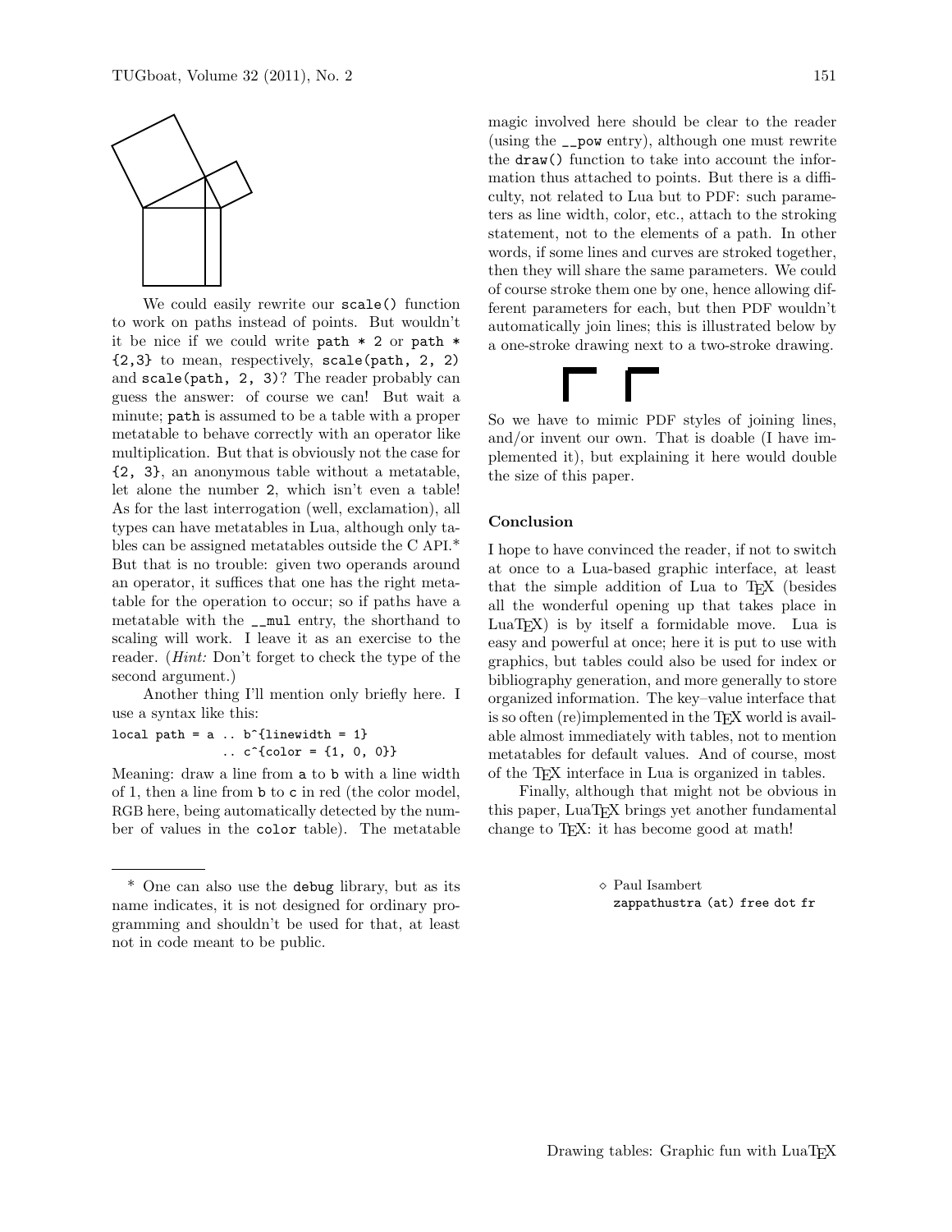We could easily rewrite our `scale()` function to work on paths instead of points. But wouldn't it be nice if we could write `path * 2` or `path * {2,3}` to mean, respectively, `scale(path, 2, 2)` and `scale(path, 2, 3)`? The reader probably can guess the answer: of course we can! But wait a minute; `path` is assumed to be a table with a proper metatable to behave correctly with an operator like multiplication. But that is obviously not the case for `{2, 3}`, an anonymous table without a metatable, let alone the number `2`, which isn't even a table! As for the last interrogation (well, exclamation), all types can have metatables in Lua, although only tables can be assigned metatables outside the C API.* But that is no trouble: given two operands around an operator, it suffices that one has the right metatable for the operation to occur; so if paths have a metatable with the `__mul` entry, the shorthand to scaling will work. I leave it as an exercise to the reader. (*Hint:* Don't forget to check the type of the second argument.)

Another thing I'll mention only briefly here. I use a syntax like this:

```
local path = a .. b^{linewidth = 1}
               .. c^{color = {1, 0, 0}}
```

Meaning: draw a line from `a` to `b` with a line width of 1, then a line from `b` to `c` in red (the color model, RGB here, being automatically detected by the number of values in the `color` table). The metatable magic involved here should be clear to the reader (using the `__pow` entry), although one must rewrite the `draw()` function to take into account the information thus attached to points. But there is a difficulty, not related to Lua but to PDF: such parameters as line width, color, etc., attach to the stroking statement, not to the elements of a path. In other words, if some lines and curves are stroked together, then they will share the same parameters. We could of course stroke them one by one, hence allowing different parameters for each, but then PDF wouldn't automatically join lines; this is illustrated below by a one-stroke drawing next to a two-stroke drawing.

So we have to mimic PDF styles of joining lines, and/or invent our own. That is doable (I have implemented it), but explaining it here would double the size of this paper.

## Conclusion

I hope to have convinced the reader, if not to switch at once to a Lua-based graphic interface, at least that the simple addition of Lua to TeX (besides all the wonderful opening up that takes place in LuaTeX) is by itself a formidable move. Lua is easy and powerful at once; here it is put to use with graphics, but tables could also be used for index or bibliography generation, and more generally to store organized information. The key–value interface that is so often (re)implemented in the TeX world is available almost immediately with tables, not to mention metatables for default values. And of course, most of the TeX interface in Lua is organized in tables.

Finally, although that might not be obvious in this paper, LuaTeX brings yet another fundamental change to TeX: it has become good at math!

◇ Paul Isambert
`zappathustra (at) free dot fr`

---

\* One can also use the `debug` library, but as its name indicates, it is not designed for ordinary programming and shouldn't be used for that, at least not in code meant to be public.